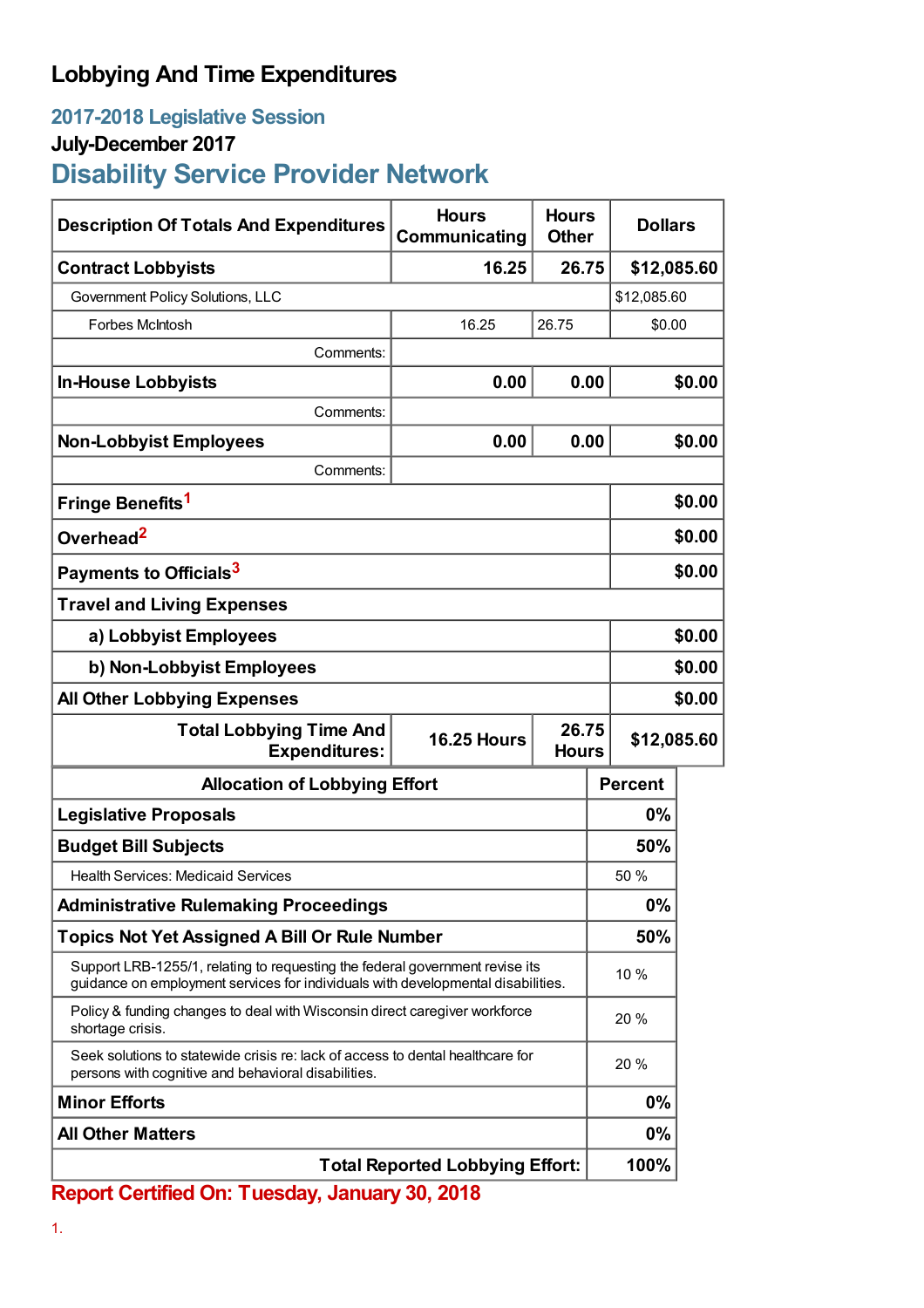# Lobbying And Time Expenditures

## 2017-2018 Legislative Session

### July-December 2017

## Disability Service Provider Network

| Description Of Totals And Expenditures | Hours Communicating | Hours Other | Dollars |
|---|---|---|---|
| **Contract Lobbyists** | **16.25** | **26.75** | **$12,085.60** |
| Government Policy Solutions, LLC | | | $12,085.60 |
| Forbes McIntosh | 16.25 | 26.75 | $0.00 |
| Comments: | | | |
| **In-House Lobbyists** | **0.00** | **0.00** | **$0.00** |
| Comments: | | | |
| **Non-Lobbyist Employees** | **0.00** | **0.00** | **$0.00** |
| Comments: | | | |
| **Fringe Benefits**[1] | | | **$0.00** |
| **Overhead**[2] | | | **$0.00** |
| **Payments to Officials**[3] | | | **$0.00** |
| **Travel and Living Expenses** | | | |
| **a) Lobbyist Employees** | | | **$0.00** |
| **b) Non-Lobbyist Employees** | | | **$0.00** |
| **All Other Lobbying Expenses** | | | **$0.00** |
| **Total Lobbying Time And Expenditures:** | **16.25 Hours** | **26.75 Hours** | **$12,085.60** |

| Allocation of Lobbying Effort | Percent |
|---|---|
| **Legislative Proposals** | **0%** |
| **Budget Bill Subjects** | **50%** |
| Health Services: Medicaid Services | 50 % |
| **Administrative Rulemaking Proceedings** | **0%** |
| **Topics Not Yet Assigned A Bill Or Rule Number** | **50%** |
| Support LRB-1255/1, relating to requesting the federal government revise its guidance on employment services for individuals with developmental disabilities. | 10 % |
| Policy & funding changes to deal with Wisconsin direct caregiver workforce shortage crisis. | 20 % |
| Seek solutions to statewide crisis re: lack of access to dental healthcare for persons with cognitive and behavioral disabilities. | 20 % |
| **Minor Efforts** | **0%** |
| **All Other Matters** | **0%** |
| **Total Reported Lobbying Effort:** | **100%** |

**Report Certified On: Tuesday, January 30, 2018**

1.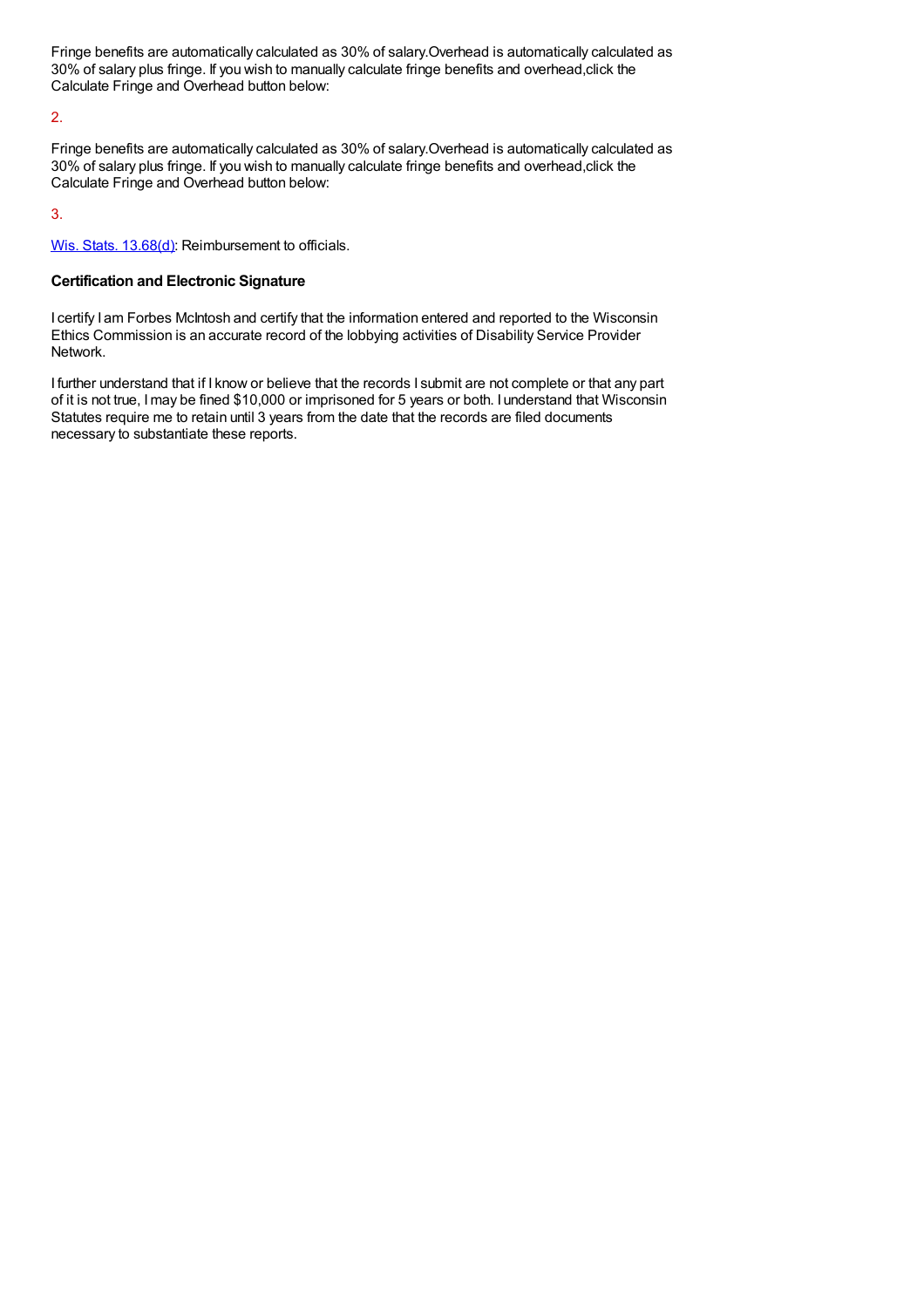Fringe benefits are automatically calculated as 30% of salary.Overhead is automatically calculated as 30% of salary plus fringe. If you wish to manually calculate fringe benefits and overhead,click the Calculate Fringe and Overhead button below:

2.

Fringe benefits are automatically calculated as 30% of salary.Overhead is automatically calculated as 30% of salary plus fringe. If you wish to manually calculate fringe benefits and overhead,click the Calculate Fringe and Overhead button below:

3.

Wis. Stats. 13.68(d): Reimbursement to officials.

**Certification and Electronic Signature**

I certify I am Forbes McIntosh and certify that the information entered and reported to the Wisconsin Ethics Commission is an accurate record of the lobbying activities of Disability Service Provider Network.

I further understand that if I know or believe that the records I submit are not complete or that any part of it is not true, I may be fined $10,000 or imprisoned for 5 years or both. I understand that Wisconsin Statutes require me to retain until 3 years from the date that the records are filed documents necessary to substantiate these reports.